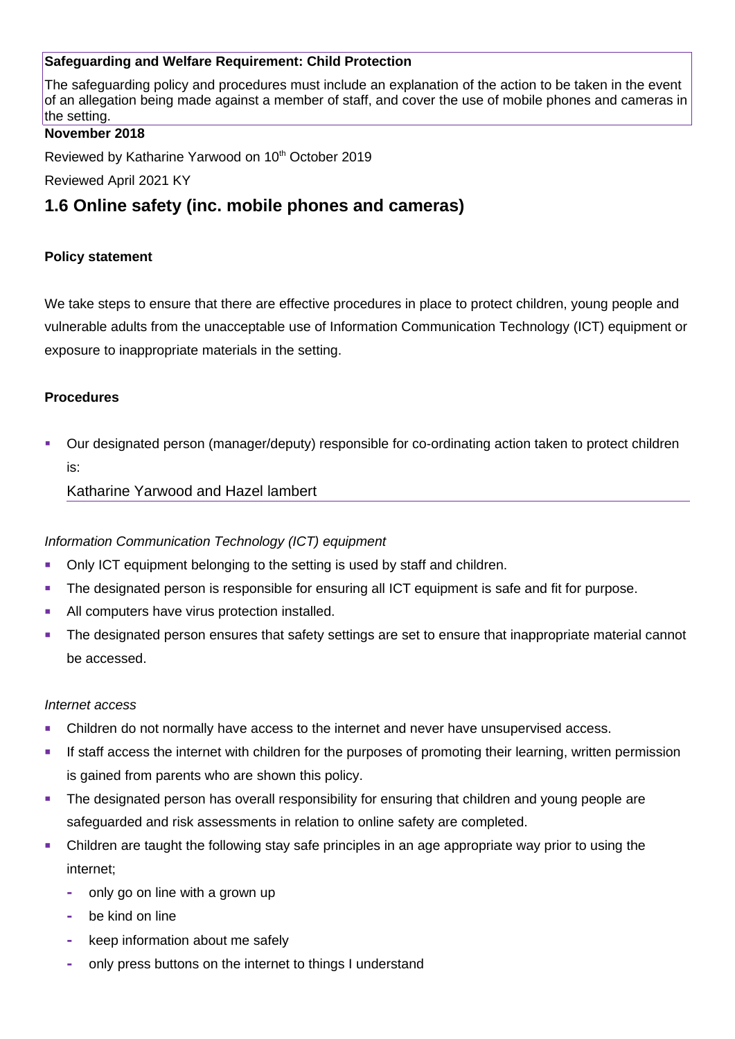**Safeguarding and Welfare Requirement: Child Protection**

The safeguarding policy and procedures must include an explanation of the action to be taken in the event of an allegation being made against a member of staff, and cover the use of mobile phones and cameras in the setting.

**November 2018**

Reviewed by Katharine Yarwood on 10th October 2019

Reviewed April 2021 KY

# 1.6 Online safety (inc. mobile phones and cameras)

**Policy statement**

We take steps to ensure that there are effective procedures in place to protect children, young people and vulnerable adults from the unacceptable use of Information Communication Technology (ICT) equipment or exposure to inappropriate materials in the setting.

**Procedures**

- Our designated person (manager/deputy) responsible for co-ordinating action taken to protect children is:

  Katharine Yarwood and Hazel lambert

*Information Communication Technology (ICT) equipment*

- Only ICT equipment belonging to the setting is used by staff and children.
- The designated person is responsible for ensuring all ICT equipment is safe and fit for purpose.
- All computers have virus protection installed.
- The designated person ensures that safety settings are set to ensure that inappropriate material cannot be accessed.

*Internet access*

- Children do not normally have access to the internet and never have unsupervised access.
- If staff access the internet with children for the purposes of promoting their learning, written permission is gained from parents who are shown this policy.
- The designated person has overall responsibility for ensuring that children and young people are safeguarded and risk assessments in relation to online safety are completed.
- Children are taught the following stay safe principles in an age appropriate way prior to using the internet;
  - only go on line with a grown up
  - be kind on line
  - keep information about me safely
  - only press buttons on the internet to things I understand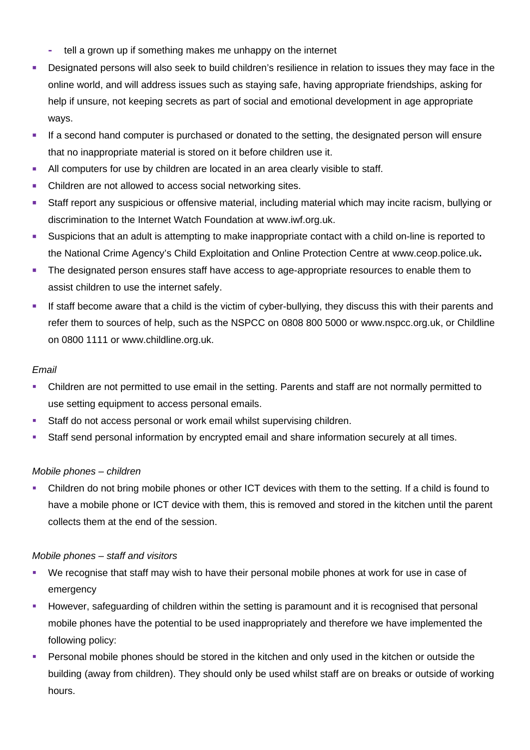- tell a grown up if something makes me unhappy on the internet
- Designated persons will also seek to build children's resilience in relation to issues they may face in the online world, and will address issues such as staying safe, having appropriate friendships, asking for help if unsure, not keeping secrets as part of social and emotional development in age appropriate ways.
- If a second hand computer is purchased or donated to the setting, the designated person will ensure that no inappropriate material is stored on it before children use it.
- All computers for use by children are located in an area clearly visible to staff.
- Children are not allowed to access social networking sites.
- Staff report any suspicious or offensive material, including material which may incite racism, bullying or discrimination to the Internet Watch Foundation at www.iwf.org.uk.
- Suspicions that an adult is attempting to make inappropriate contact with a child on-line is reported to the National Crime Agency's Child Exploitation and Online Protection Centre at www.ceop.police.uk**.**
- The designated person ensures staff have access to age-appropriate resources to enable them to assist children to use the internet safely.
- If staff become aware that a child is the victim of cyber-bullying, they discuss this with their parents and refer them to sources of help, such as the NSPCC on 0808 800 5000 or www.nspcc.org.uk, or Childline on 0800 1111 or www.childline.org.uk.

*Email*

- Children are not permitted to use email in the setting. Parents and staff are not normally permitted to use setting equipment to access personal emails.
- Staff do not access personal or work email whilst supervising children.
- Staff send personal information by encrypted email and share information securely at all times.

*Mobile phones – children*

- Children do not bring mobile phones or other ICT devices with them to the setting. If a child is found to have a mobile phone or ICT device with them, this is removed and stored in the kitchen until the parent collects them at the end of the session.

*Mobile phones – staff and visitors*

- We recognise that staff may wish to have their personal mobile phones at work for use in case of emergency
- However, safeguarding of children within the setting is paramount and it is recognised that personal mobile phones have the potential to be used inappropriately and therefore we have implemented the following policy:
- Personal mobile phones should be stored in the kitchen and only used in the kitchen or outside the building (away from children). They should only be used whilst staff are on breaks or outside of working hours.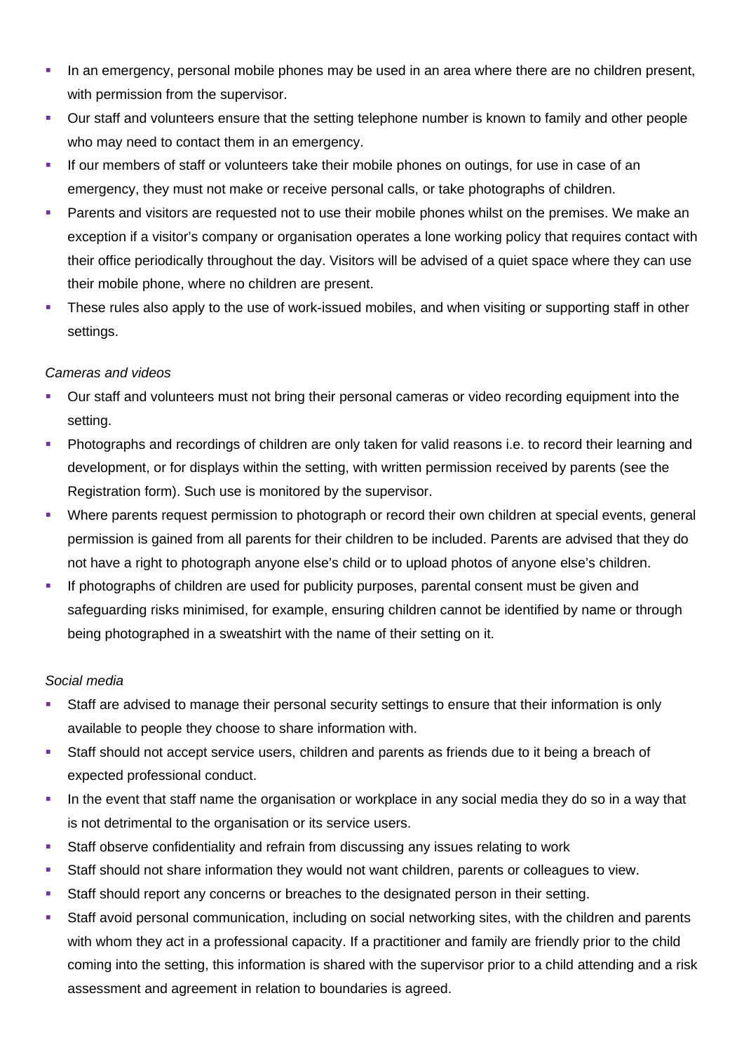- In an emergency, personal mobile phones may be used in an area where there are no children present, with permission from the supervisor.
- Our staff and volunteers ensure that the setting telephone number is known to family and other people who may need to contact them in an emergency.
- If our members of staff or volunteers take their mobile phones on outings, for use in case of an emergency, they must not make or receive personal calls, or take photographs of children.
- Parents and visitors are requested not to use their mobile phones whilst on the premises. We make an exception if a visitor's company or organisation operates a lone working policy that requires contact with their office periodically throughout the day. Visitors will be advised of a quiet space where they can use their mobile phone, where no children are present.
- These rules also apply to the use of work-issued mobiles, and when visiting or supporting staff in other settings.

*Cameras and videos*

- Our staff and volunteers must not bring their personal cameras or video recording equipment into the setting.
- Photographs and recordings of children are only taken for valid reasons i.e. to record their learning and development, or for displays within the setting, with written permission received by parents (see the Registration form). Such use is monitored by the supervisor.
- Where parents request permission to photograph or record their own children at special events, general permission is gained from all parents for their children to be included. Parents are advised that they do not have a right to photograph anyone else's child or to upload photos of anyone else's children.
- If photographs of children are used for publicity purposes, parental consent must be given and safeguarding risks minimised, for example, ensuring children cannot be identified by name or through being photographed in a sweatshirt with the name of their setting on it.

*Social media*

- Staff are advised to manage their personal security settings to ensure that their information is only available to people they choose to share information with.
- Staff should not accept service users, children and parents as friends due to it being a breach of expected professional conduct.
- In the event that staff name the organisation or workplace in any social media they do so in a way that is not detrimental to the organisation or its service users.
- Staff observe confidentiality and refrain from discussing any issues relating to work
- Staff should not share information they would not want children, parents or colleagues to view.
- Staff should report any concerns or breaches to the designated person in their setting.
- Staff avoid personal communication, including on social networking sites, with the children and parents with whom they act in a professional capacity. If a practitioner and family are friendly prior to the child coming into the setting, this information is shared with the supervisor prior to a child attending and a risk assessment and agreement in relation to boundaries is agreed.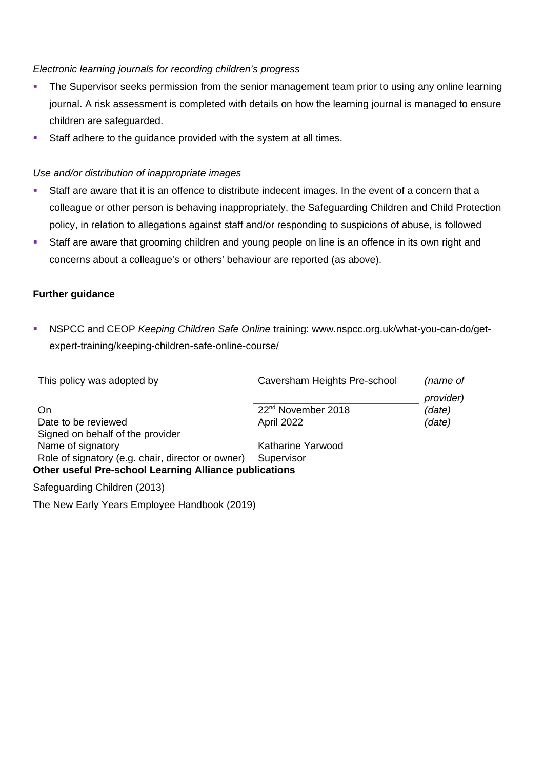*Electronic learning journals for recording children's progress*

- The Supervisor seeks permission from the senior management team prior to using any online learning journal. A risk assessment is completed with details on how the learning journal is managed to ensure children are safeguarded.
- Staff adhere to the guidance provided with the system at all times.

*Use and/or distribution of inappropriate images*

- Staff are aware that it is an offence to distribute indecent images. In the event of a concern that a colleague or other person is behaving inappropriately, the Safeguarding Children and Child Protection policy, in relation to allegations against staff and/or responding to suspicions of abuse, is followed
- Staff are aware that grooming children and young people on line is an offence in its own right and concerns about a colleague's or others' behaviour are reported (as above).

**Further guidance**

- NSPCC and CEOP *Keeping Children Safe Online* training: www.nspcc.org.uk/what-you-can-do/get-expert-training/keeping-children-safe-online-course/

| | | |
|---|---|---|
| This policy was adopted by | Caversham Heights Pre-school | *(name of provider)* |
| On | 22nd November 2018 | *(date)* |
| Date to be reviewed | April 2022 | *(date)* |
| Signed on behalf of the provider | | |
| Name of signatory | Katharine Yarwood | |
| Role of signatory (e.g. chair, director or owner) | Supervisor | |

**Other useful Pre-school Learning Alliance publications**

Safeguarding Children (2013)

The New Early Years Employee Handbook (2019)